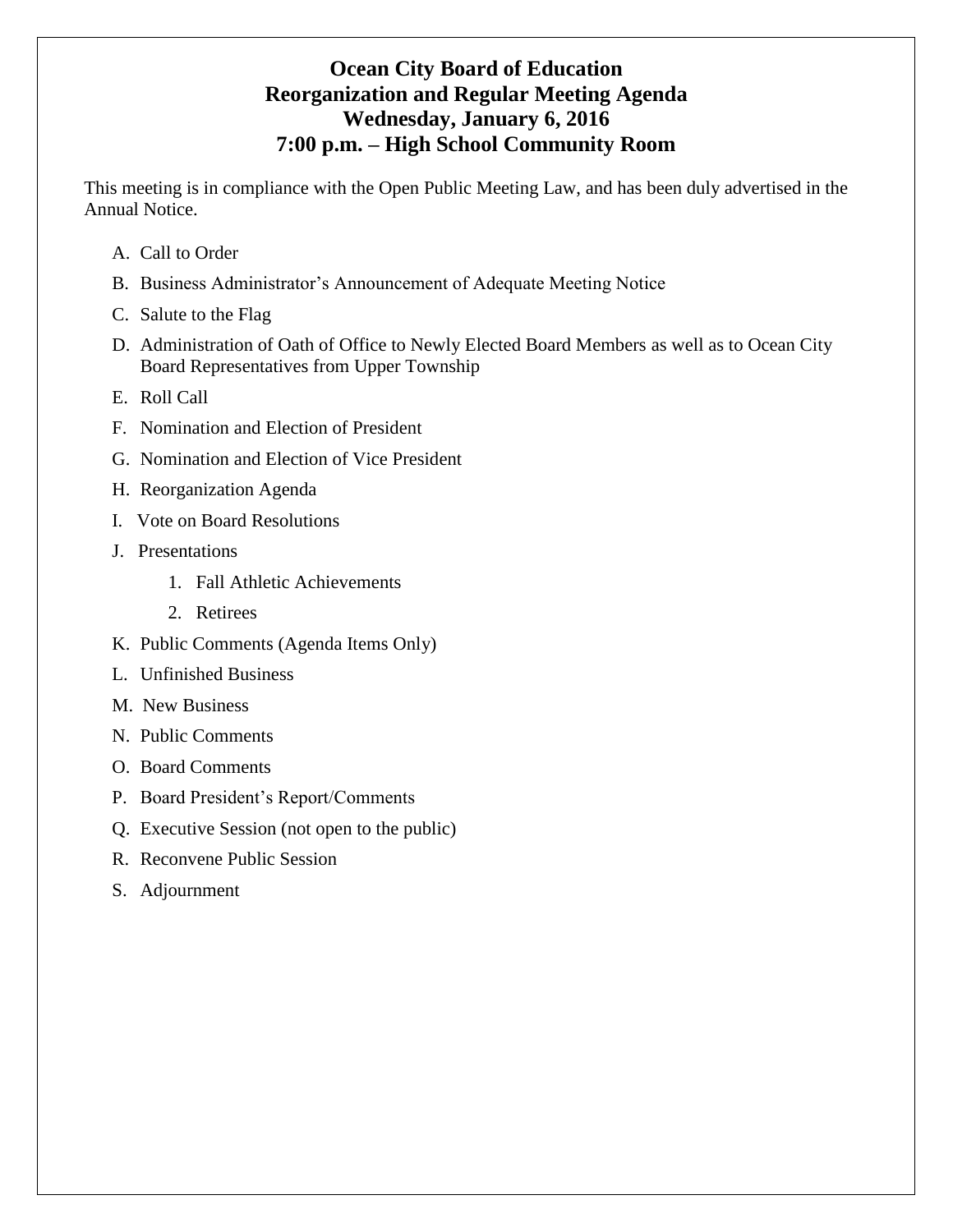# Ocean City Board of Education
## Reorganization and Regular Meeting Agenda
## Wednesday, January 6, 2016
## 7:00 p.m. – High School Community Room

This meeting is in compliance with the Open Public Meeting Law, and has been duly advertised in the Annual Notice.

A. Call to Order

B. Business Administrator's Announcement of Adequate Meeting Notice

C. Salute to the Flag

D. Administration of Oath of Office to Newly Elected Board Members as well as to Ocean City Board Representatives from Upper Township

E. Roll Call

F. Nomination and Election of President

G. Nomination and Election of Vice President

H. Reorganization Agenda

I. Vote on Board Resolutions

J. Presentations

   1. Fall Athletic Achievements
   2. Retirees

K. Public Comments (Agenda Items Only)

L. Unfinished Business

M. New Business

N. Public Comments

O. Board Comments

P. Board President's Report/Comments

Q. Executive Session (not open to the public)

R. Reconvene Public Session

S. Adjournment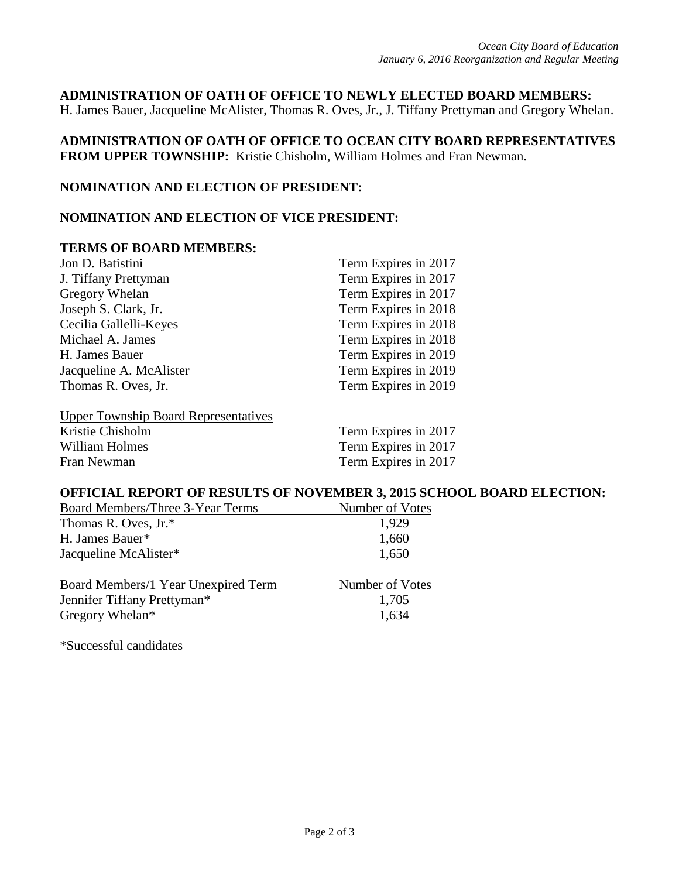**ADMINISTRATION OF OATH OF OFFICE TO NEWLY ELECTED BOARD MEMBERS:**
H. James Bauer, Jacqueline McAlister, Thomas R. Oves, Jr., J. Tiffany Prettyman and Gregory Whelan.

**ADMINISTRATION OF OATH OF OFFICE TO OCEAN CITY BOARD REPRESENTATIVES FROM UPPER TOWNSHIP:** Kristie Chisholm, William Holmes and Fran Newman.

**NOMINATION AND ELECTION OF PRESIDENT:**

**NOMINATION AND ELECTION OF VICE PRESIDENT:**

**TERMS OF BOARD MEMBERS:**

| | |
|---|---|
| Jon D. Batistini | Term Expires in 2017 |
| J. Tiffany Prettyman | Term Expires in 2017 |
| Gregory Whelan | Term Expires in 2017 |
| Joseph S. Clark, Jr. | Term Expires in 2018 |
| Cecilia Gallelli-Keyes | Term Expires in 2018 |
| Michael A. James | Term Expires in 2018 |
| H. James Bauer | Term Expires in 2019 |
| Jacqueline A. McAlister | Term Expires in 2019 |
| Thomas R. Oves, Jr. | Term Expires in 2019 |

| Upper Township Board Representatives | |
|---|---|
| Kristie Chisholm | Term Expires in 2017 |
| William Holmes | Term Expires in 2017 |
| Fran Newman | Term Expires in 2017 |

**OFFICIAL REPORT OF RESULTS OF NOVEMBER 3, 2015 SCHOOL BOARD ELECTION:**

| Board Members/Three 3-Year Terms | Number of Votes |
|---|---|
| Thomas R. Oves, Jr.* | 1,929 |
| H. James Bauer* | 1,660 |
| Jacqueline McAlister* | 1,650 |

| Board Members/1 Year Unexpired Term | Number of Votes |
|---|---|
| Jennifer Tiffany Prettyman* | 1,705 |
| Gregory Whelan* | 1,634 |

*Successful candidates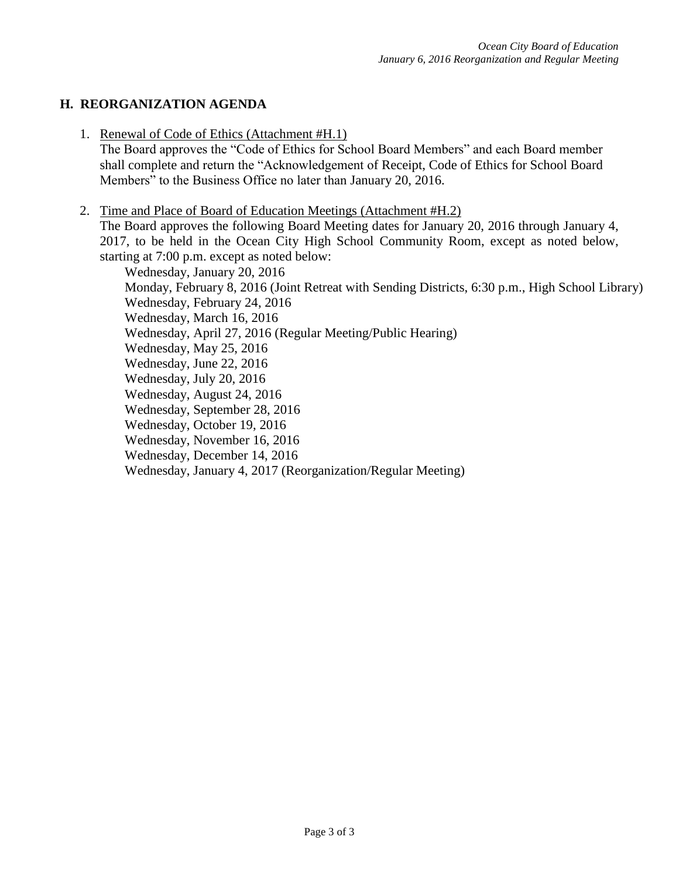## H. REORGANIZATION AGENDA

1. Renewal of Code of Ethics (Attachment #H.1)
   The Board approves the "Code of Ethics for School Board Members" and each Board member shall complete and return the "Acknowledgement of Receipt, Code of Ethics for School Board Members" to the Business Office no later than January 20, 2016.

2. Time and Place of Board of Education Meetings (Attachment #H.2)
   The Board approves the following Board Meeting dates for January 20, 2016 through January 4, 2017, to be held in the Ocean City High School Community Room, except as noted below, starting at 7:00 p.m. except as noted below:

   Wednesday, January 20, 2016
   Monday, February 8, 2016 (Joint Retreat with Sending Districts, 6:30 p.m., High School Library)
   Wednesday, February 24, 2016
   Wednesday, March 16, 2016
   Wednesday, April 27, 2016 (Regular Meeting/Public Hearing)
   Wednesday, May 25, 2016
   Wednesday, June 22, 2016
   Wednesday, July 20, 2016
   Wednesday, August 24, 2016
   Wednesday, September 28, 2016
   Wednesday, October 19, 2016
   Wednesday, November 16, 2016
   Wednesday, December 14, 2016
   Wednesday, January 4, 2017 (Reorganization/Regular Meeting)